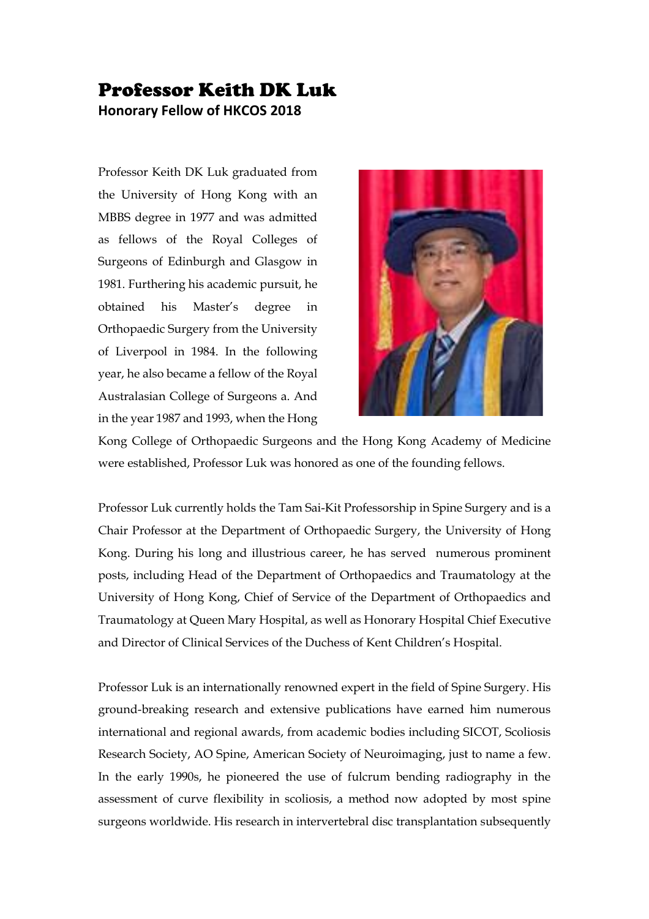# Professor Keith DK Luk

**Honorary Fellow of HKCOS 2018**

Professor Keith DK Luk graduated from the University of Hong Kong with an MBBS degree in 1977 and was admitted as fellows of the Royal Colleges of Surgeons of Edinburgh and Glasgow in 1981. Furthering his academic pursuit, he obtained his Master's degree in Orthopaedic Surgery from the University of Liverpool in 1984. In the following year, he also became a fellow of the Royal Australasian College of Surgeons a. And in the year 1987 and 1993, when the Hong Kong College of Orthopaedic Surgeons and the Hong Kong Academy of Medicine were established, Professor Luk was honored as one of the founding fellows.

Professor Luk currently holds the Tam Sai-Kit Professorship in Spine Surgery and is a Chair Professor at the Department of Orthopaedic Surgery, the University of Hong Kong. During his long and illustrious career, he has served numerous prominent posts, including Head of the Department of Orthopaedics and Traumatology at the University of Hong Kong, Chief of Service of the Department of Orthopaedics and Traumatology at Queen Mary Hospital, as well as Honorary Hospital Chief Executive and Director of Clinical Services of the Duchess of Kent Children's Hospital.

Professor Luk is an internationally renowned expert in the field of Spine Surgery. His ground-breaking research and extensive publications have earned him numerous international and regional awards, from academic bodies including SICOT, Scoliosis Research Society, AO Spine, American Society of Neuroimaging, just to name a few. In the early 1990s, he pioneered the use of fulcrum bending radiography in the assessment of curve flexibility in scoliosis, a method now adopted by most spine surgeons worldwide. His research in intervertebral disc transplantation subsequently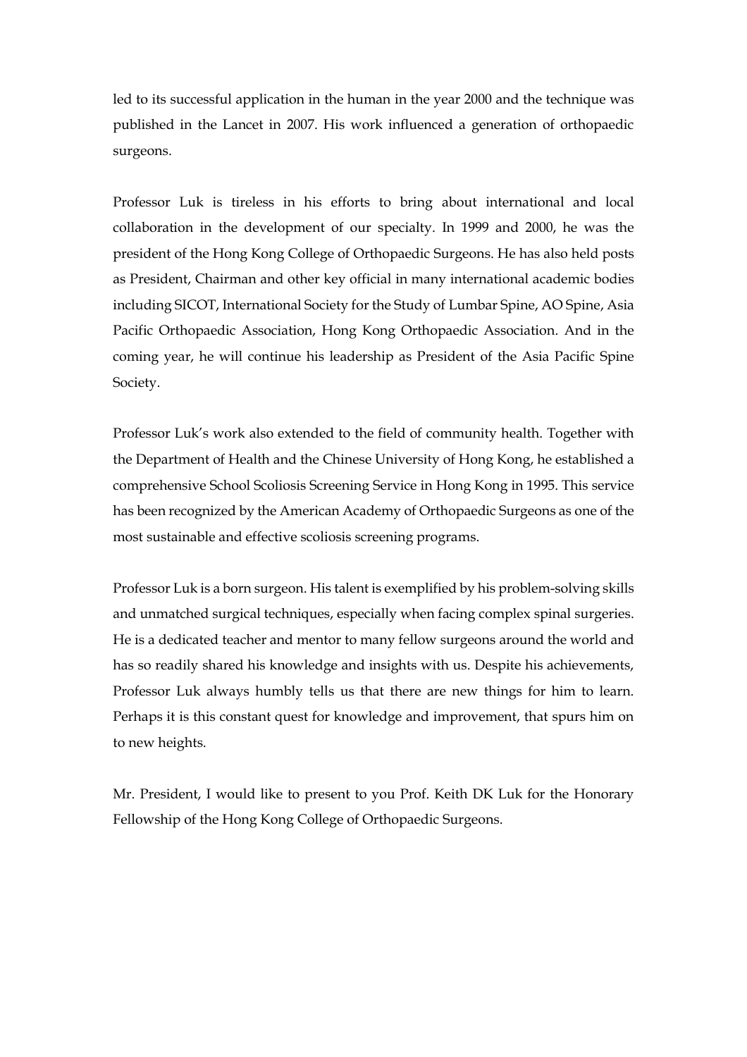led to its successful application in the human in the year 2000 and the technique was published in the Lancet in 2007. His work influenced a generation of orthopaedic surgeons.

Professor Luk is tireless in his efforts to bring about international and local collaboration in the development of our specialty. In 1999 and 2000, he was the president of the Hong Kong College of Orthopaedic Surgeons. He has also held posts as President, Chairman and other key official in many international academic bodies including SICOT, International Society for the Study of Lumbar Spine, AO Spine, Asia Pacific Orthopaedic Association, Hong Kong Orthopaedic Association. And in the coming year, he will continue his leadership as President of the Asia Pacific Spine Society.

Professor Luk's work also extended to the field of community health. Together with the Department of Health and the Chinese University of Hong Kong, he established a comprehensive School Scoliosis Screening Service in Hong Kong in 1995. This service has been recognized by the American Academy of Orthopaedic Surgeons as one of the most sustainable and effective scoliosis screening programs.

Professor Luk is a born surgeon. His talent is exemplified by his problem-solving skills and unmatched surgical techniques, especially when facing complex spinal surgeries. He is a dedicated teacher and mentor to many fellow surgeons around the world and has so readily shared his knowledge and insights with us. Despite his achievements, Professor Luk always humbly tells us that there are new things for him to learn. Perhaps it is this constant quest for knowledge and improvement, that spurs him on to new heights.

Mr. President, I would like to present to you Prof. Keith DK Luk for the Honorary Fellowship of the Hong Kong College of Orthopaedic Surgeons.